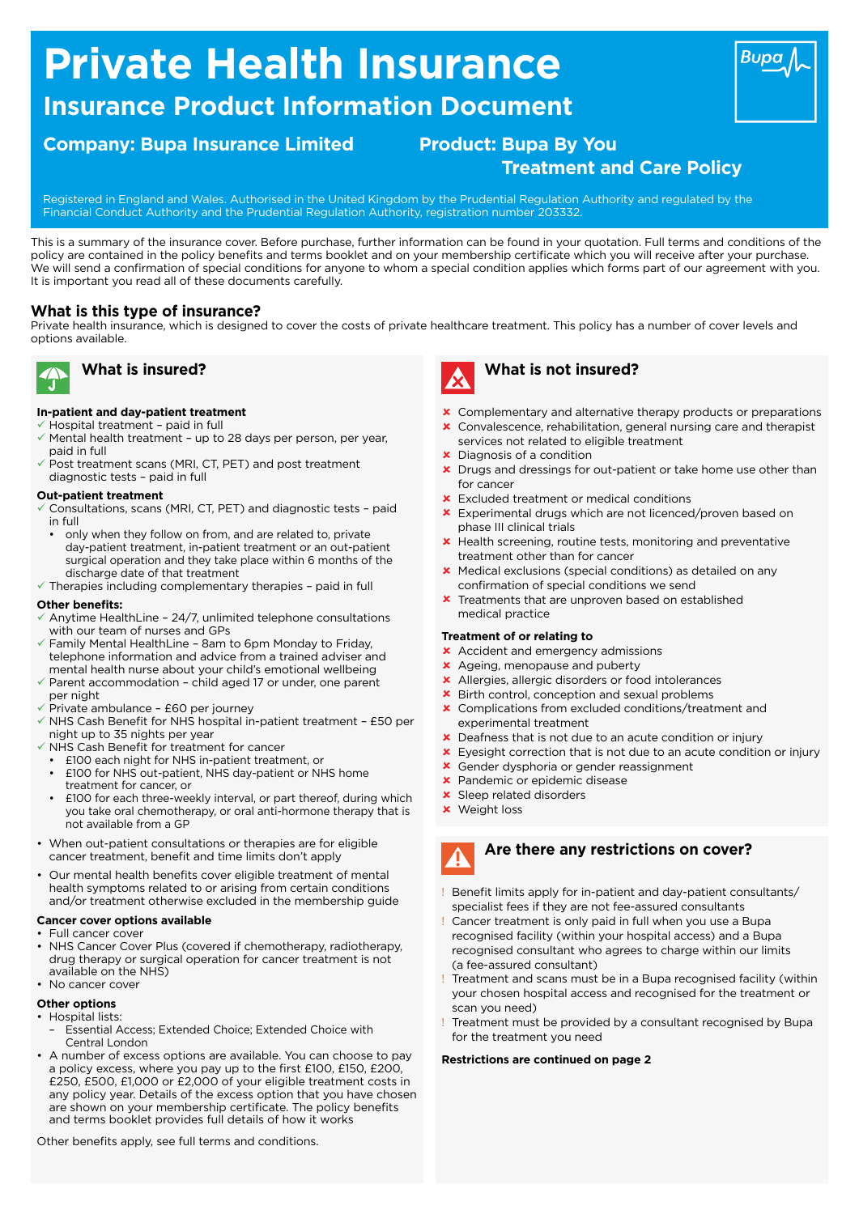# Private Health Insurance

## Insurance Product Information Document

**Company: Bupa Insurance Limited**

**Product: Bupa By You Treatment and Care Policy**

Registered in England and Wales. Authorised in the United Kingdom by the Prudential Regulation Authority and regulated by the Financial Conduct Authority and the Prudential Regulation Authority, registration number 203332.

This is a summary of the insurance cover. Before purchase, further information can be found in your quotation. Full terms and conditions of the policy are contained in the policy benefits and terms booklet and on your membership certificate which you will receive after your purchase. We will send a confirmation of special conditions for anyone to whom a special condition applies which forms part of our agreement with you. It is important you read all of these documents carefully.

### What is this type of insurance?

Private health insurance, which is designed to cover the costs of private healthcare treatment. This policy has a number of cover levels and options available.

### What is insured?

**In-patient and day-patient treatment**

- ✓ Hospital treatment – paid in full
- ✓ Mental health treatment – up to 28 days per person, per year, paid in full
- ✓ Post treatment scans (MRI, CT, PET) and post treatment diagnostic tests – paid in full

**Out-patient treatment**

- ✓ Consultations, scans (MRI, CT, PET) and diagnostic tests – paid in full
  - only when they follow on from, and are related to, private day-patient treatment, in-patient treatment or an out-patient surgical operation and they take place within 6 months of the discharge date of that treatment
- ✓ Therapies including complementary therapies – paid in full

**Other benefits:**

- ✓ Anytime HealthLine – 24/7, unlimited telephone consultations with our team of nurses and GPs
- ✓ Family Mental HealthLine – 8am to 6pm Monday to Friday, telephone information and advice from a trained adviser and mental health nurse about your child's emotional wellbeing
- ✓ Parent accommodation – child aged 17 or under, one parent per night
- ✓ Private ambulance – £60 per journey
- ✓ NHS Cash Benefit for NHS hospital in-patient treatment – £50 per night up to 35 nights per year
- ✓ NHS Cash Benefit for treatment for cancer
  - £100 each night for NHS in-patient treatment, or
  - £100 for NHS out-patient, NHS day-patient or NHS home treatment for cancer, or
  - £100 for each three-weekly interval, or part thereof, during which you take oral chemotherapy, or oral anti-hormone therapy that is not available from a GP

- When out-patient consultations or therapies are for eligible cancer treatment, benefit and time limits don't apply
- Our mental health benefits cover eligible treatment of mental health symptoms related to or arising from certain conditions and/or treatment otherwise excluded in the membership guide

**Cancer cover options available**

- Full cancer cover
- NHS Cancer Cover Plus (covered if chemotherapy, radiotherapy, drug therapy or surgical operation for cancer treatment is not available on the NHS)
- No cancer cover

**Other options**

- Hospital lists:
  - Essential Access; Extended Choice; Extended Choice with Central London
- A number of excess options are available. You can choose to pay a policy excess, where you pay up to the first £100, £150, £200, £250, £500, £1,000 or £2,000 of your eligible treatment costs in any policy year. Details of the excess option that you have chosen are shown on your membership certificate. The policy benefits and terms booklet provides full details of how it works

Other benefits apply, see full terms and conditions.

### What is not insured?

- ✗ Complementary and alternative therapy products or preparations
- ✗ Convalescence, rehabilitation, general nursing care and therapist services not related to eligible treatment
- ✗ Diagnosis of a condition
- ✗ Drugs and dressings for out-patient or take home use other than for cancer
- ✗ Excluded treatment or medical conditions
- ✗ Experimental drugs which are not licenced/proven based on phase III clinical trials
- ✗ Health screening, routine tests, monitoring and preventative treatment other than for cancer
- ✗ Medical exclusions (special conditions) as detailed on any confirmation of special conditions we send
- ✗ Treatments that are unproven based on established medical practice

**Treatment of or relating to**

- ✗ Accident and emergency admissions
- ✗ Ageing, menopause and puberty
- ✗ Allergies, allergic disorders or food intolerances
- ✗ Birth control, conception and sexual problems
- ✗ Complications from excluded conditions/treatment and experimental treatment
- ✗ Deafness that is not due to an acute condition or injury
- ✗ Eyesight correction that is not due to an acute condition or injury
- ✗ Gender dysphoria or gender reassignment
- ✗ Pandemic or epidemic disease
- ✗ Sleep related disorders
- ✗ Weight loss

### Are there any restrictions on cover?

- ! Benefit limits apply for in-patient and day-patient consultants/specialist fees if they are not fee-assured consultants
- ! Cancer treatment is only paid in full when you use a Bupa recognised facility (within your hospital access) and a Bupa recognised consultant who agrees to charge within our limits (a fee-assured consultant)
- ! Treatment and scans must be in a Bupa recognised facility (within your chosen hospital access and recognised for the treatment or scan you need)
- ! Treatment must be provided by a consultant recognised by Bupa for the treatment you need

**Restrictions are continued on page 2**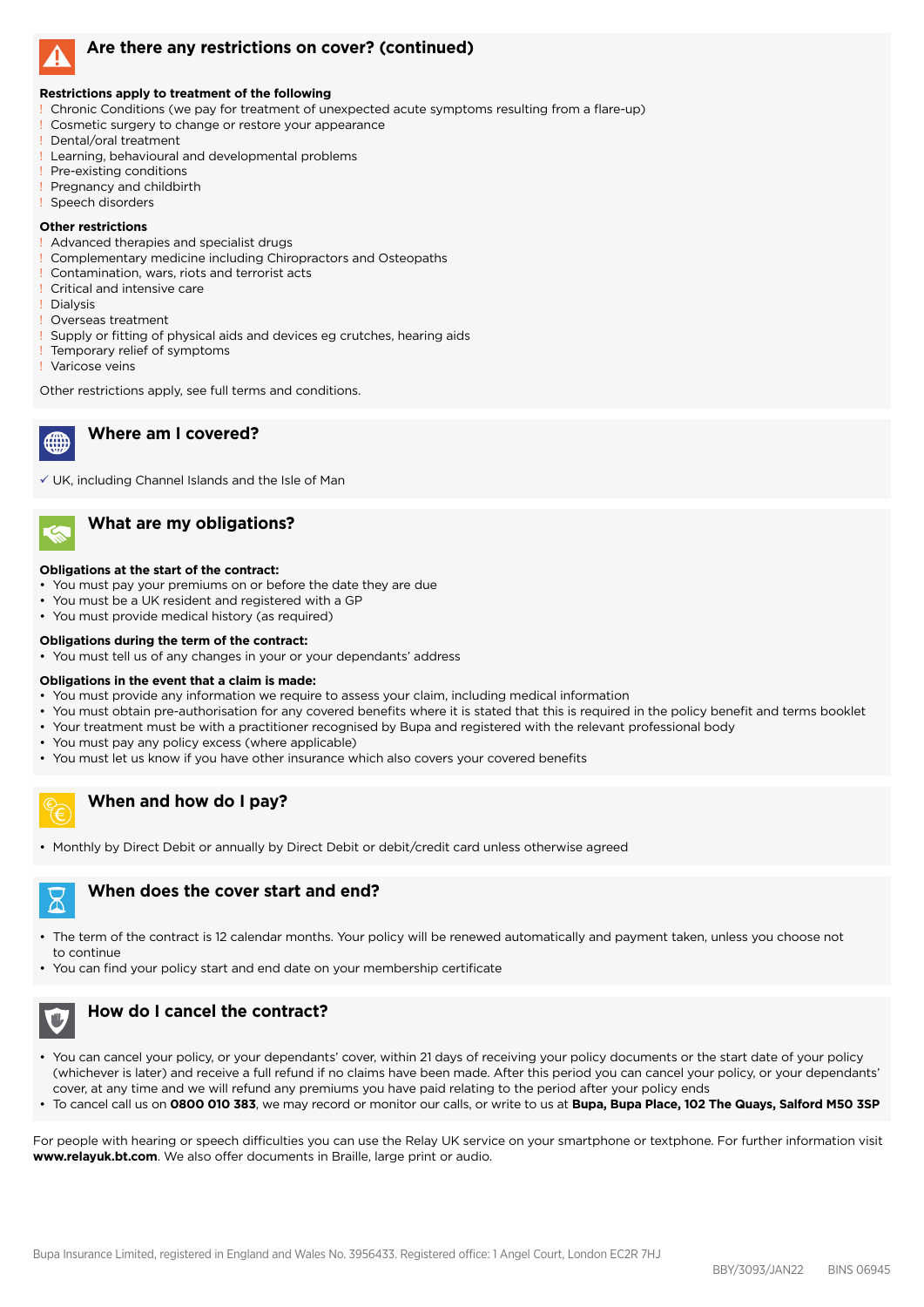## Are there any restrictions on cover? (continued)

**Restrictions apply to treatment of the following**

! Chronic Conditions (we pay for treatment of unexpected acute symptoms resulting from a flare-up)
! Cosmetic surgery to change or restore your appearance
! Dental/oral treatment
! Learning, behavioural and developmental problems
! Pre-existing conditions
! Pregnancy and childbirth
! Speech disorders

**Other restrictions**

! Advanced therapies and specialist drugs
! Complementary medicine including Chiropractors and Osteopaths
! Contamination, wars, riots and terrorist acts
! Critical and intensive care
! Dialysis
! Overseas treatment
! Supply or fitting of physical aids and devices eg crutches, hearing aids
! Temporary relief of symptoms
! Varicose veins

Other restrictions apply, see full terms and conditions.

## Where am I covered?

✓ UK, including Channel Islands and the Isle of Man

## What are my obligations?

**Obligations at the start of the contract:**

- You must pay your premiums on or before the date they are due
- You must be a UK resident and registered with a GP
- You must provide medical history (as required)

**Obligations during the term of the contract:**

- You must tell us of any changes in your or your dependants' address

**Obligations in the event that a claim is made:**

- You must provide any information we require to assess your claim, including medical information
- You must obtain pre-authorisation for any covered benefits where it is stated that this is required in the policy benefit and terms booklet
- Your treatment must be with a practitioner recognised by Bupa and registered with the relevant professional body
- You must pay any policy excess (where applicable)
- You must let us know if you have other insurance which also covers your covered benefits

## When and how do I pay?

- Monthly by Direct Debit or annually by Direct Debit or debit/credit card unless otherwise agreed

## When does the cover start and end?

- The term of the contract is 12 calendar months. Your policy will be renewed automatically and payment taken, unless you choose not to continue
- You can find your policy start and end date on your membership certificate

## How do I cancel the contract?

- You can cancel your policy, or your dependants' cover, within 21 days of receiving your policy documents or the start date of your policy (whichever is later) and receive a full refund if no claims have been made. After this period you can cancel your policy, or your dependants' cover, at any time and we will refund any premiums you have paid relating to the period after your policy ends
- To cancel call us on **0800 010 383**, we may record or monitor our calls, or write to us at **Bupa, Bupa Place, 102 The Quays, Salford M50 3SP**

For people with hearing or speech difficulties you can use the Relay UK service on your smartphone or textphone. For further information visit **www.relayuk.bt.com**. We also offer documents in Braille, large print or audio.

Bupa Insurance Limited, registered in England and Wales No. 3956433. Registered office: 1 Angel Court, London EC2R 7HJ

BBY/3093/JAN22 BINS 06945